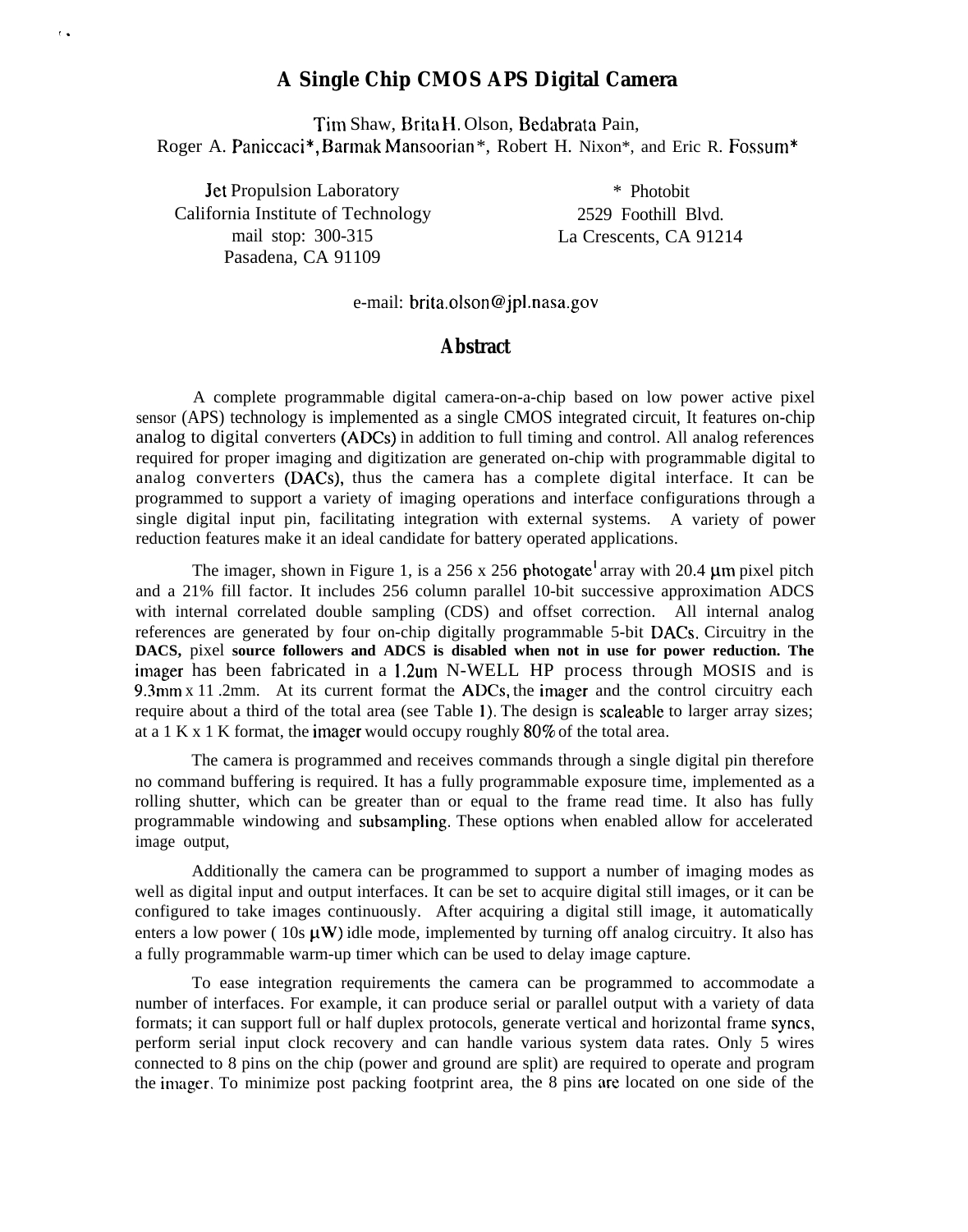# A Single Chip CMOS APS Digital Camera

Tim Shaw, Brita H. Olson, Bedabrata Pain,
Roger A. Paniccaci*, Barmak Mansoorian*, Robert H. Nixon*, and Eric R. Fossum*

Jet Propulsion Laboratory
California Institute of Technology
mail stop: 300-315
Pasadena, CA 91109

\* Photobit
2529 Foothill Blvd.
La Crescents, CA 91214

e-mail: brita.olson@jpl.nasa.gov

## Abstract

A complete programmable digital camera-on-a-chip based on low power active pixel sensor (APS) technology is implemented as a single CMOS integrated circuit, It features on-chip analog to digital converters (ADCs) in addition to full timing and control. All analog references required for proper imaging and digitization are generated on-chip with programmable digital to analog converters (DACs), thus the camera has a complete digital interface. It can be programmed to support a variety of imaging operations and interface configurations through a single digital input pin, facilitating integration with external systems. A variety of power reduction features make it an ideal candidate for battery operated applications.

The imager, shown in Figure 1, is a 256 x 256 photogate[1] array with 20.4 μm pixel pitch and a 21% fill factor. It includes 256 column parallel 10-bit successive approximation ADCS with internal correlated double sampling (CDS) and offset correction. All internal analog references are generated by four on-chip digitally programmable 5-bit DACs. Circuitry in the **DACS,** pixel **source followers and ADCS is disabled when not in use for power reduction. The** imager has been fabricated in a 1.2um N-WELL HP process through MOSIS and is 9.3mm x 11 .2mm. At its current format the ADCs, the imager and the control circuitry each require about a third of the total area (see Table 1). The design is scaleable to larger array sizes; at a 1 K x 1 K format, the imager would occupy roughly 80% of the total area.

The camera is programmed and receives commands through a single digital pin therefore no command buffering is required. It has a fully programmable exposure time, implemented as a rolling shutter, which can be greater than or equal to the frame read time. It also has fully programmable windowing and subsampling. These options when enabled allow for accelerated image output,

Additionally the camera can be programmed to support a number of imaging modes as well as digital input and output interfaces. It can be set to acquire digital still images, or it can be configured to take images continuously. After acquiring a digital still image, it automatically enters a low power ( 10s μW) idle mode, implemented by turning off analog circuitry. It also has a fully programmable warm-up timer which can be used to delay image capture.

To ease integration requirements the camera can be programmed to accommodate a number of interfaces. For example, it can produce serial or parallel output with a variety of data formats; it can support full or half duplex protocols, generate vertical and horizontal frame syncs, perform serial input clock recovery and can handle various system data rates. Only 5 wires connected to 8 pins on the chip (power and ground are split) are required to operate and program the imager. To minimize post packing footprint area, the 8 pins are located on one side of the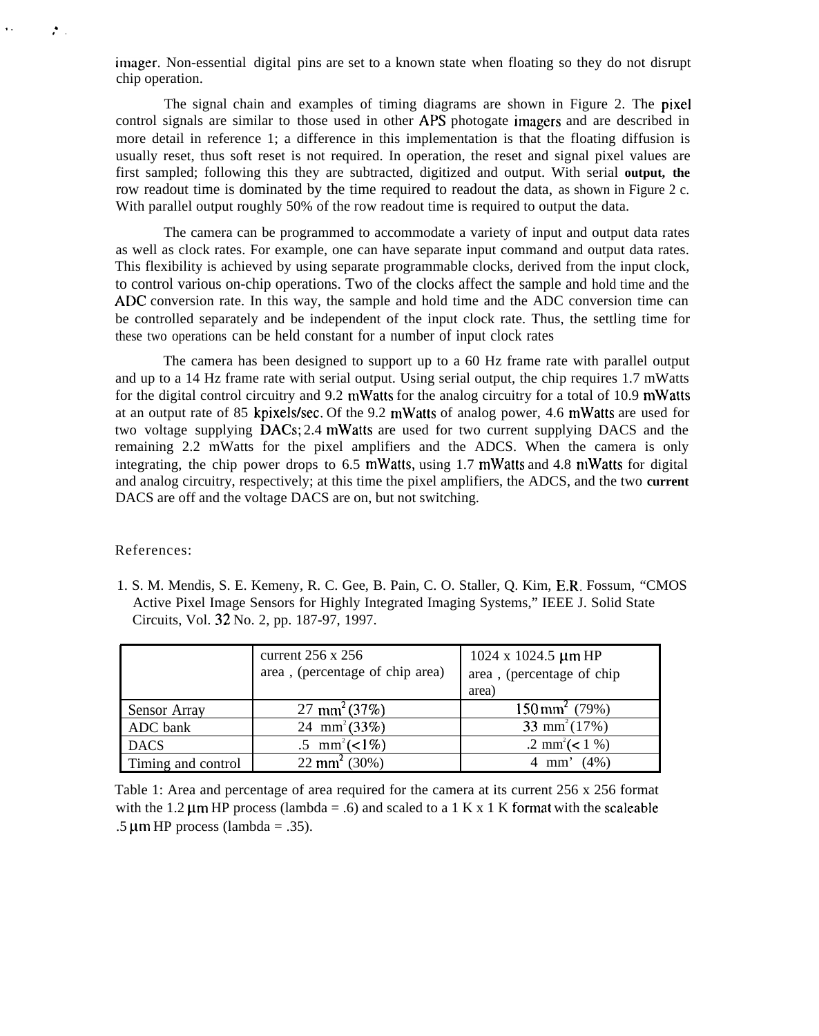imager. Non-essential digital pins are set to a known state when floating so they do not disrupt chip operation.

The signal chain and examples of timing diagrams are shown in Figure 2. The pixel control signals are similar to those used in other APS photogate imagers and are described in more detail in reference 1; a difference in this implementation is that the floating diffusion is usually reset, thus soft reset is not required. In operation, the reset and signal pixel values are first sampled; following this they are subtracted, digitized and output. With serial output, the row readout time is dominated by the time required to readout the data, as shown in Figure 2 c. With parallel output roughly 50% of the row readout time is required to output the data.

The camera can be programmed to accommodate a variety of input and output data rates as well as clock rates. For example, one can have separate input command and output data rates. This flexibility is achieved by using separate programmable clocks, derived from the input clock, to control various on-chip operations. Two of the clocks affect the sample and hold time and the ADC conversion rate. In this way, the sample and hold time and the ADC conversion time can be controlled separately and be independent of the input clock rate. Thus, the settling time for these two operations can be held constant for a number of input clock rates

The camera has been designed to support up to a 60 Hz frame rate with parallel output and up to a 14 Hz frame rate with serial output. Using serial output, the chip requires 1.7 mWatts for the digital control circuitry and 9.2 mWatts for the analog circuitry for a total of 10.9 mWatts at an output rate of 85 kpixels/sec. Of the 9.2 mWatts of analog power, 4.6 mWatts are used for two voltage supplying DACs; 2.4 mWatts are used for two current supplying DACS and the remaining 2.2 mWatts for the pixel amplifiers and the ADCS. When the camera is only integrating, the chip power drops to 6.5 mWatts, using 1.7 mWatts and 4.8 mWatts for digital and analog circuitry, respectively; at this time the pixel amplifiers, the ADCS, and the two current DACS are off and the voltage DACS are on, but not switching.

References:

1. S. M. Mendis, S. E. Kemeny, R. C. Gee, B. Pain, C. O. Staller, Q. Kim, E.R. Fossum, "CMOS Active Pixel Image Sensors for Highly Integrated Imaging Systems," IEEE J. Solid State Circuits, Vol. 32 No. 2, pp. 187-97, 1997.

| | current 256 x 256 area , (percentage of chip area) | 1024 x 1024.5 μm HP area , (percentage of chip area) |
|---|---|---|
| Sensor Array | 27 $mm^2$ (37%) | 150 $mm^2$ (79%) |
| ADC bank | 24 $mm^2$ (33%) | 33 $mm^2$ (17%) |
| DACS | .5 $mm^2$ (<1%) | .2 $mm^2$ (< 1 %) |
| Timing and control | 22 $mm^2$ (30%) | 4 $mm^2$ (4%) |

Table 1: Area and percentage of area required for the camera at its current 256 x 256 format with the 1.2 μm HP process (lambda = .6) and scaled to a 1 K x 1 K format with the scaleable .5 μm HP process (lambda = .35).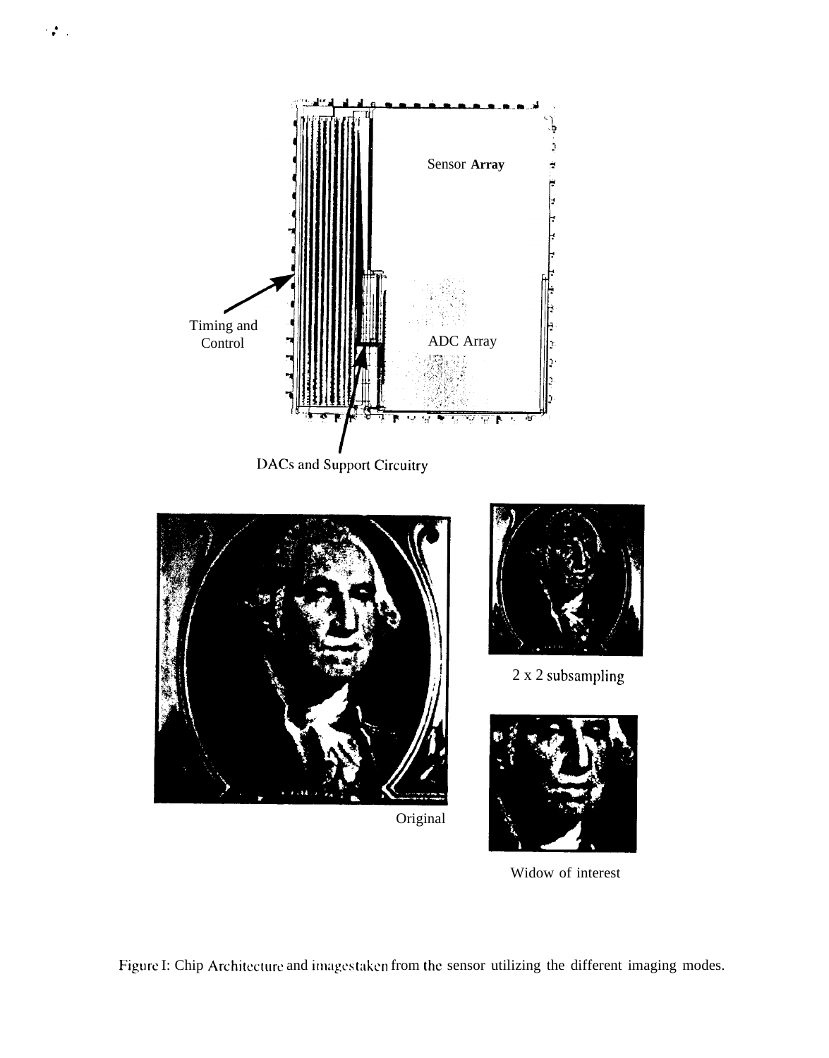Sensor Array

Timing and Control

ADC Array

DACs and Support Circuitry

2 x 2 subsampling

Original

Widow of interest

Figure I: Chip Architecture and images taken from the sensor utilizing the different imaging modes.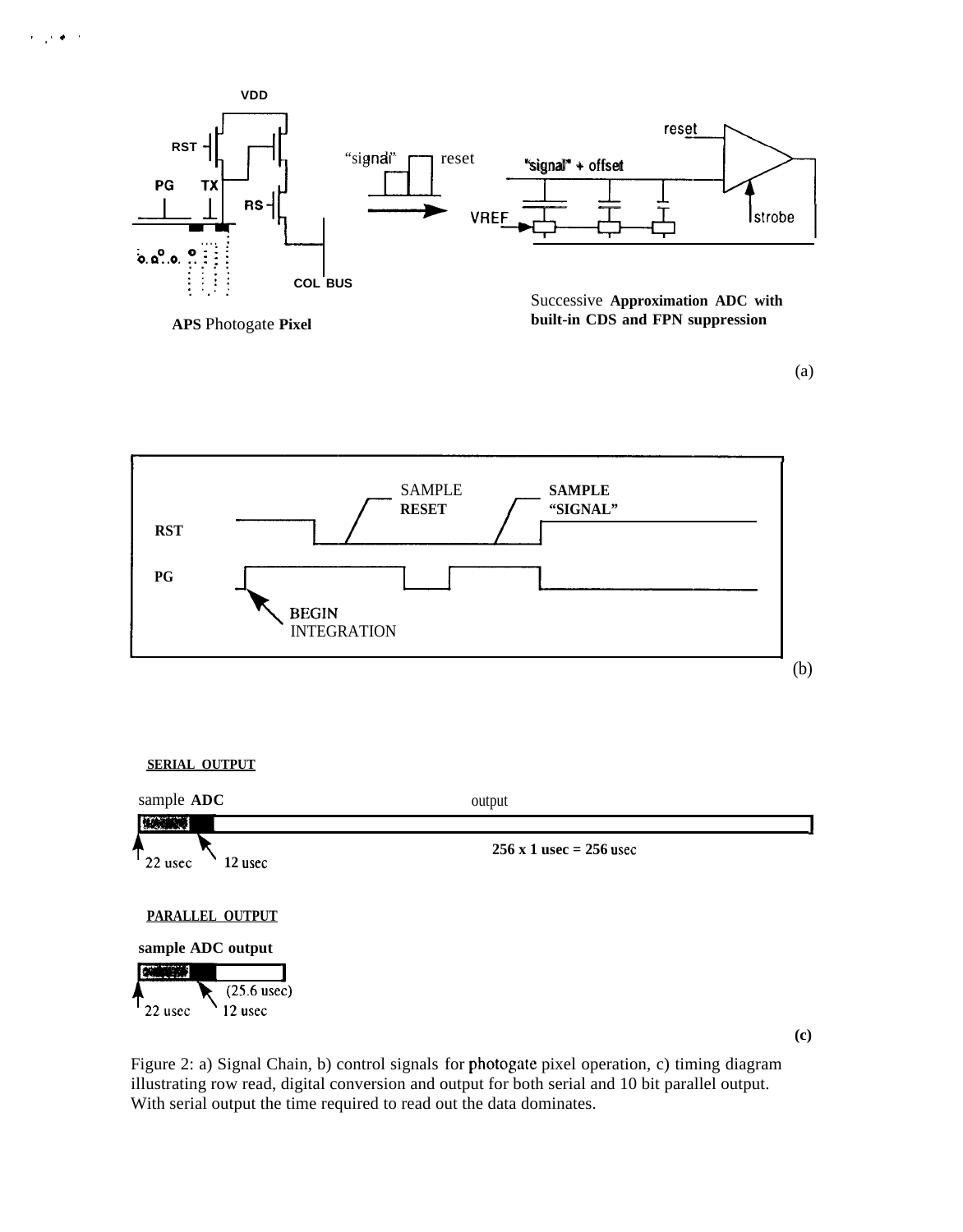VDD

RST

PG TX

RS

COL BUS

APS Photogate Pixel

"signal" reset

reset

"signal" + offset

VREF

strobe

Successive Approximation ADC with built-in CDS and FPN suppression

(a)

SAMPLE RESET

SAMPLE "SIGNAL"

RST

PG

BEGIN INTEGRATION

(b)

SERIAL OUTPUT

sample ADC

output

256 x 1 usec = 256 usec

22 usec

12 usec

PARALLEL OUTPUT

sample ADC output

(25.6 usec)

22 usec

12 usec

(c)

Figure 2: a) Signal Chain, b) control signals for photogate pixel operation, c) timing diagram illustrating row read, digital conversion and output for both serial and 10 bit parallel output. With serial output the time required to read out the data dominates.